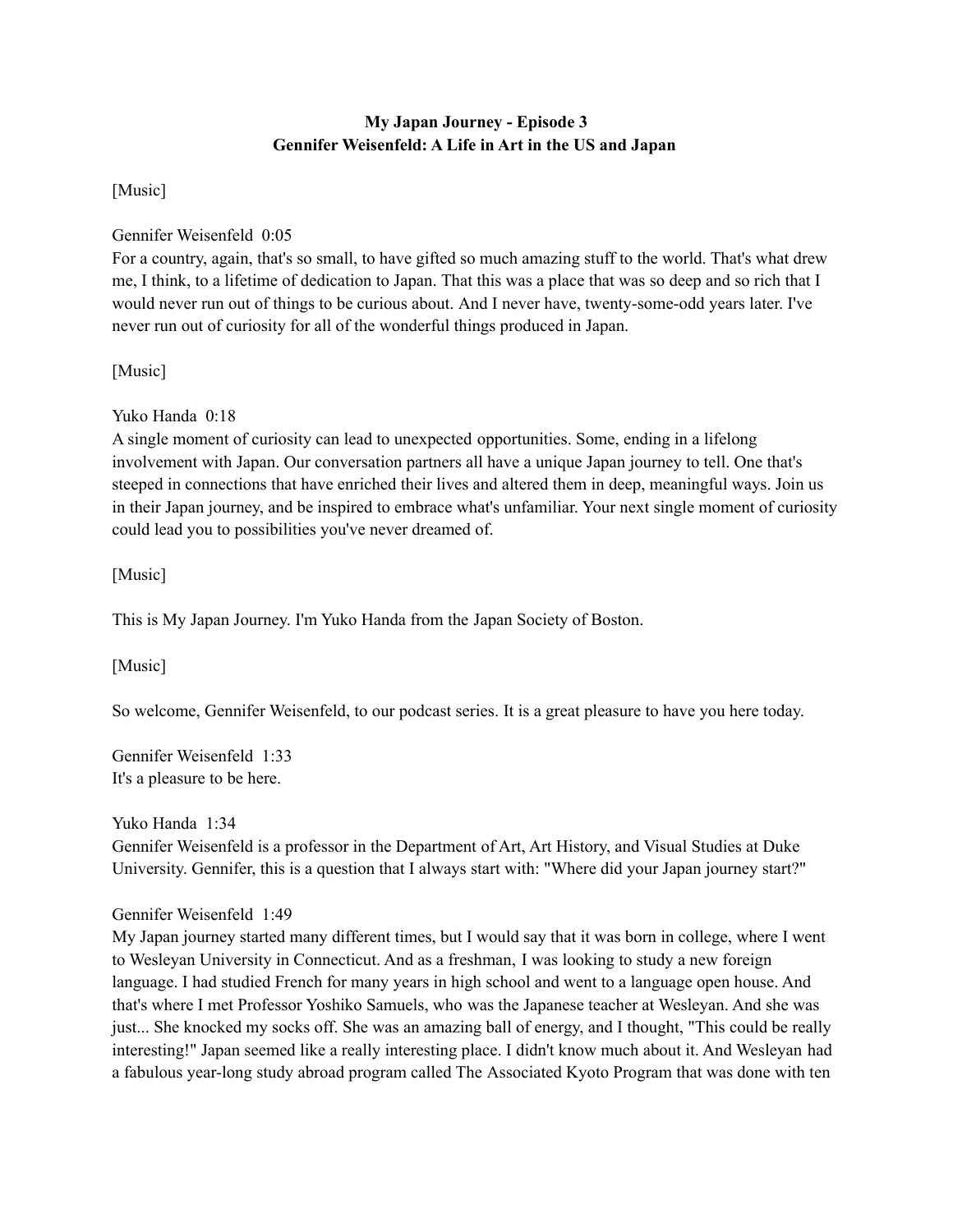**My Japan Journey - Episode 3**
**Gennifer Weisenfeld: A Life in Art in the US and Japan**

[Music]

Gennifer Weisenfeld 0:05
For a country, again, that's so small, to have gifted so much amazing stuff to the world. That's what drew me, I think, to a lifetime of dedication to Japan. That this was a place that was so deep and so rich that I would never run out of things to be curious about. And I never have, twenty-some-odd years later. I've never run out of curiosity for all of the wonderful things produced in Japan.

[Music]

Yuko Handa 0:18
A single moment of curiosity can lead to unexpected opportunities. Some, ending in a lifelong involvement with Japan. Our conversation partners all have a unique Japan journey to tell. One that's steeped in connections that have enriched their lives and altered them in deep, meaningful ways. Join us in their Japan journey, and be inspired to embrace what's unfamiliar. Your next single moment of curiosity could lead you to possibilities you've never dreamed of.

[Music]

This is My Japan Journey. I'm Yuko Handa from the Japan Society of Boston.

[Music]

So welcome, Gennifer Weisenfeld, to our podcast series. It is a great pleasure to have you here today.

Gennifer Weisenfeld 1:33
It's a pleasure to be here.

Yuko Handa 1:34
Gennifer Weisenfeld is a professor in the Department of Art, Art History, and Visual Studies at Duke University. Gennifer, this is a question that I always start with: "Where did your Japan journey start?"

Gennifer Weisenfeld 1:49
My Japan journey started many different times, but I would say that it was born in college, where I went to Wesleyan University in Connecticut. And as a freshman, I was looking to study a new foreign language. I had studied French for many years in high school and went to a language open house. And that's where I met Professor Yoshiko Samuels, who was the Japanese teacher at Wesleyan. And she was just... She knocked my socks off. She was an amazing ball of energy, and I thought, "This could be really interesting!" Japan seemed like a really interesting place. I didn't know much about it. And Wesleyan had a fabulous year-long study abroad program called The Associated Kyoto Program that was done with ten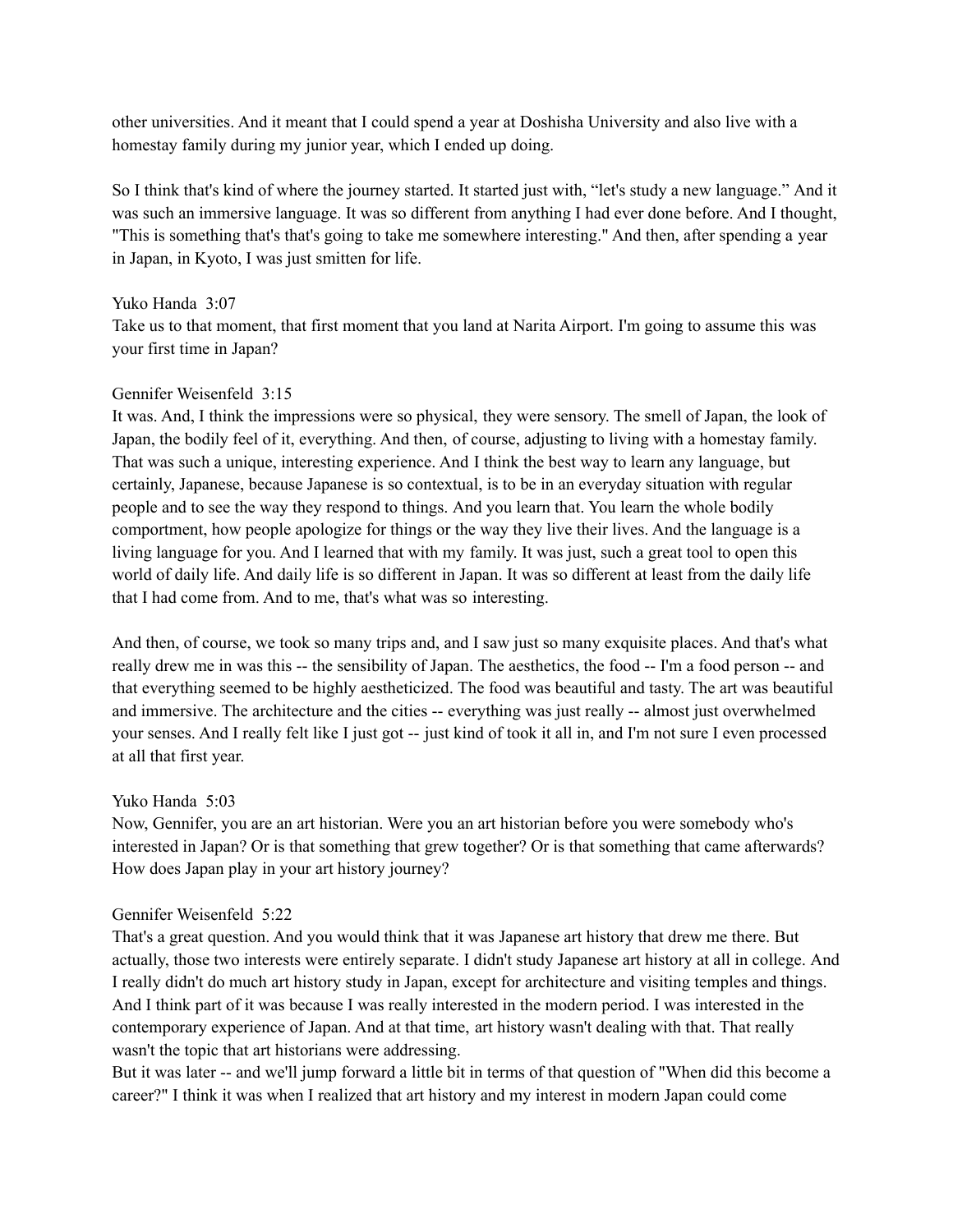other universities. And it meant that I could spend a year at Doshisha University and also live with a homestay family during my junior year, which I ended up doing.

So I think that's kind of where the journey started. It started just with, “let's study a new language.” And it was such an immersive language. It was so different from anything I had ever done before. And I thought, "This is something that's that's going to take me somewhere interesting." And then, after spending a year in Japan, in Kyoto, I was just smitten for life.

Yuko Handa 3:07
Take us to that moment, that first moment that you land at Narita Airport. I'm going to assume this was your first time in Japan?

Gennifer Weisenfeld 3:15
It was. And, I think the impressions were so physical, they were sensory. The smell of Japan, the look of Japan, the bodily feel of it, everything. And then, of course, adjusting to living with a homestay family. That was such a unique, interesting experience. And I think the best way to learn any language, but certainly, Japanese, because Japanese is so contextual, is to be in an everyday situation with regular people and to see the way they respond to things. And you learn that. You learn the whole bodily comportment, how people apologize for things or the way they live their lives. And the language is a living language for you. And I learned that with my family. It was just, such a great tool to open this world of daily life. And daily life is so different in Japan. It was so different at least from the daily life that I had come from. And to me, that's what was so interesting.

And then, of course, we took so many trips and, and I saw just so many exquisite places. And that's what really drew me in was this -- the sensibility of Japan. The aesthetics, the food -- I'm a food person -- and that everything seemed to be highly aestheticized. The food was beautiful and tasty. The art was beautiful and immersive. The architecture and the cities -- everything was just really -- almost just overwhelmed your senses. And I really felt like I just got -- just kind of took it all in, and I'm not sure I even processed at all that first year.

Yuko Handa 5:03
Now, Gennifer, you are an art historian. Were you an art historian before you were somebody who's interested in Japan? Or is that something that grew together? Or is that something that came afterwards? How does Japan play in your art history journey?

Gennifer Weisenfeld 5:22
That's a great question. And you would think that it was Japanese art history that drew me there. But actually, those two interests were entirely separate. I didn't study Japanese art history at all in college. And I really didn't do much art history study in Japan, except for architecture and visiting temples and things. And I think part of it was because I was really interested in the modern period. I was interested in the contemporary experience of Japan. And at that time, art history wasn't dealing with that. That really wasn't the topic that art historians were addressing.
But it was later -- and we'll jump forward a little bit in terms of that question of "When did this become a career?" I think it was when I realized that art history and my interest in modern Japan could come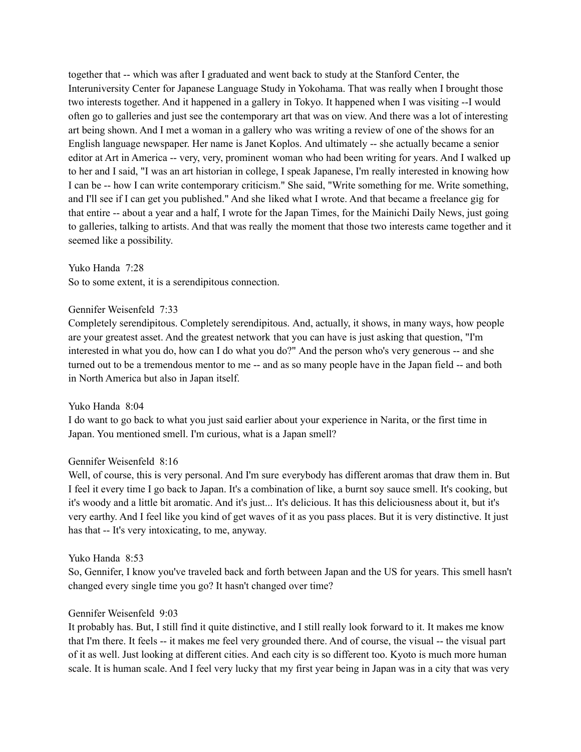together that -- which was after I graduated and went back to study at the Stanford Center, the Interuniversity Center for Japanese Language Study in Yokohama. That was really when I brought those two interests together. And it happened in a gallery in Tokyo. It happened when I was visiting --I would often go to galleries and just see the contemporary art that was on view. And there was a lot of interesting art being shown. And I met a woman in a gallery who was writing a review of one of the shows for an English language newspaper. Her name is Janet Koplos. And ultimately -- she actually became a senior editor at Art in America -- very, very, prominent woman who had been writing for years. And I walked up to her and I said, "I was an art historian in college, I speak Japanese, I'm really interested in knowing how I can be -- how I can write contemporary criticism." She said, "Write something for me. Write something, and I'll see if I can get you published." And she liked what I wrote. And that became a freelance gig for that entire -- about a year and a half, I wrote for the Japan Times, for the Mainichi Daily News, just going to galleries, talking to artists. And that was really the moment that those two interests came together and it seemed like a possibility.

Yuko Handa 7:28
So to some extent, it is a serendipitous connection.

Gennifer Weisenfeld 7:33
Completely serendipitous. Completely serendipitous. And, actually, it shows, in many ways, how people are your greatest asset. And the greatest network that you can have is just asking that question, "I'm interested in what you do, how can I do what you do?" And the person who's very generous -- and she turned out to be a tremendous mentor to me -- and as so many people have in the Japan field -- and both in North America but also in Japan itself.

Yuko Handa 8:04
I do want to go back to what you just said earlier about your experience in Narita, or the first time in Japan. You mentioned smell. I'm curious, what is a Japan smell?

Gennifer Weisenfeld 8:16
Well, of course, this is very personal. And I'm sure everybody has different aromas that draw them in. But I feel it every time I go back to Japan. It's a combination of like, a burnt soy sauce smell. It's cooking, but it's woody and a little bit aromatic. And it's just... It's delicious. It has this deliciousness about it, but it's very earthy. And I feel like you kind of get waves of it as you pass places. But it is very distinctive. It just has that -- It's very intoxicating, to me, anyway.

Yuko Handa 8:53
So, Gennifer, I know you've traveled back and forth between Japan and the US for years. This smell hasn't changed every single time you go? It hasn't changed over time?

Gennifer Weisenfeld 9:03
It probably has. But, I still find it quite distinctive, and I still really look forward to it. It makes me know that I'm there. It feels -- it makes me feel very grounded there. And of course, the visual -- the visual part of it as well. Just looking at different cities. And each city is so different too. Kyoto is much more human scale. It is human scale. And I feel very lucky that my first year being in Japan was in a city that was very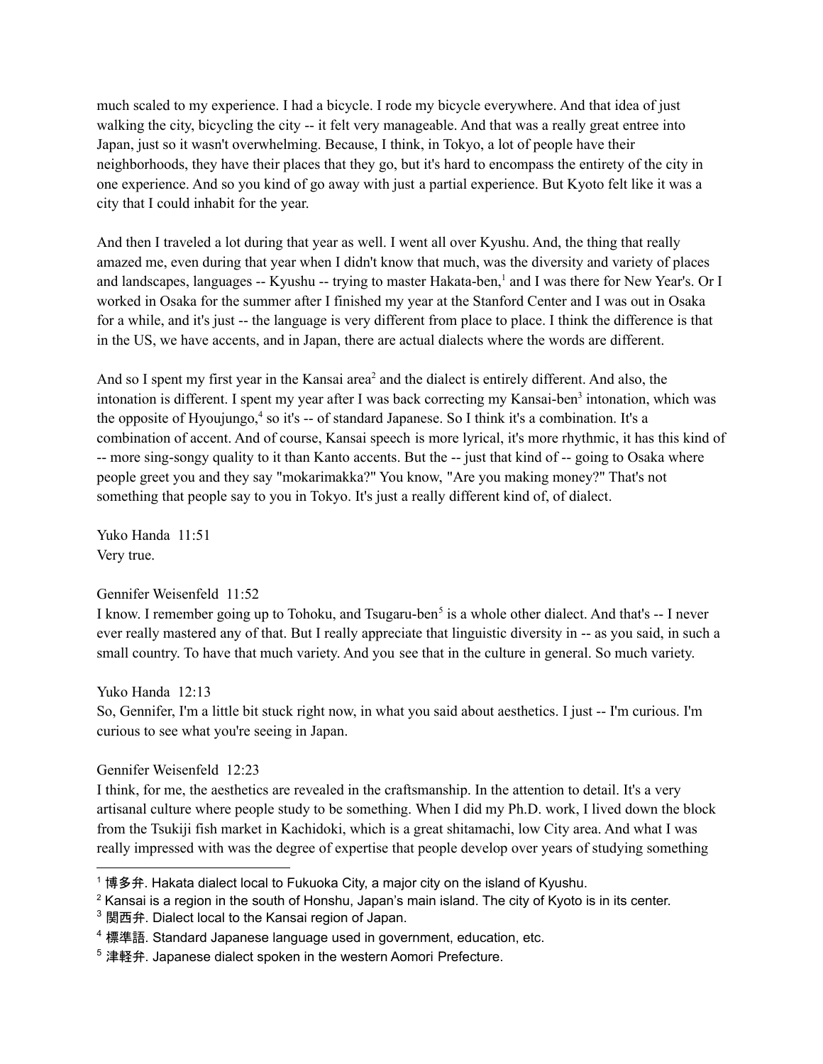much scaled to my experience. I had a bicycle. I rode my bicycle everywhere. And that idea of just walking the city, bicycling the city -- it felt very manageable. And that was a really great entree into Japan, just so it wasn't overwhelming. Because, I think, in Tokyo, a lot of people have their neighborhoods, they have their places that they go, but it's hard to encompass the entirety of the city in one experience. And so you kind of go away with just a partial experience. But Kyoto felt like it was a city that I could inhabit for the year.

And then I traveled a lot during that year as well. I went all over Kyushu. And, the thing that really amazed me, even during that year when I didn't know that much, was the diversity and variety of places and landscapes, languages -- Kyushu -- trying to master Hakata-ben,[1] and I was there for New Year's. Or I worked in Osaka for the summer after I finished my year at the Stanford Center and I was out in Osaka for a while, and it's just -- the language is very different from place to place. I think the difference is that in the US, we have accents, and in Japan, there are actual dialects where the words are different.

And so I spent my first year in the Kansai area[2] and the dialect is entirely different. And also, the intonation is different. I spent my year after I was back correcting my Kansai-ben[3] intonation, which was the opposite of Hyoujungo,[4] so it's -- of standard Japanese. So I think it's a combination. It's a combination of accent. And of course, Kansai speech is more lyrical, it's more rhythmic, it has this kind of -- more sing-songy quality to it than Kanto accents. But the -- just that kind of -- going to Osaka where people greet you and they say "mokarimakka?" You know, "Are you making money?" That's not something that people say to you in Tokyo. It's just a really different kind of, of dialect.

Yuko Handa 11:51
Very true.

Gennifer Weisenfeld 11:52
I know. I remember going up to Tohoku, and Tsugaru-ben[5] is a whole other dialect. And that's -- I never ever really mastered any of that. But I really appreciate that linguistic diversity in -- as you said, in such a small country. To have that much variety. And you see that in the culture in general. So much variety.

Yuko Handa 12:13
So, Gennifer, I'm a little bit stuck right now, in what you said about aesthetics. I just -- I'm curious. I'm curious to see what you're seeing in Japan.

Gennifer Weisenfeld 12:23
I think, for me, the aesthetics are revealed in the craftsmanship. In the attention to detail. It's a very artisanal culture where people study to be something. When I did my Ph.D. work, I lived down the block from the Tsukiji fish market in Kachidoki, which is a great shitamachi, low City area. And what I was really impressed with was the degree of expertise that people develop over years of studying something

---

[1] 博多弁. Hakata dialect local to Fukuoka City, a major city on the island of Kyushu.

[2] Kansai is a region in the south of Honshu, Japan's main island. The city of Kyoto is in its center.

[3] 関西弁. Dialect local to the Kansai region of Japan.

[4] 標準語. Standard Japanese language used in government, education, etc.

[5] 津軽弁. Japanese dialect spoken in the western Aomori Prefecture.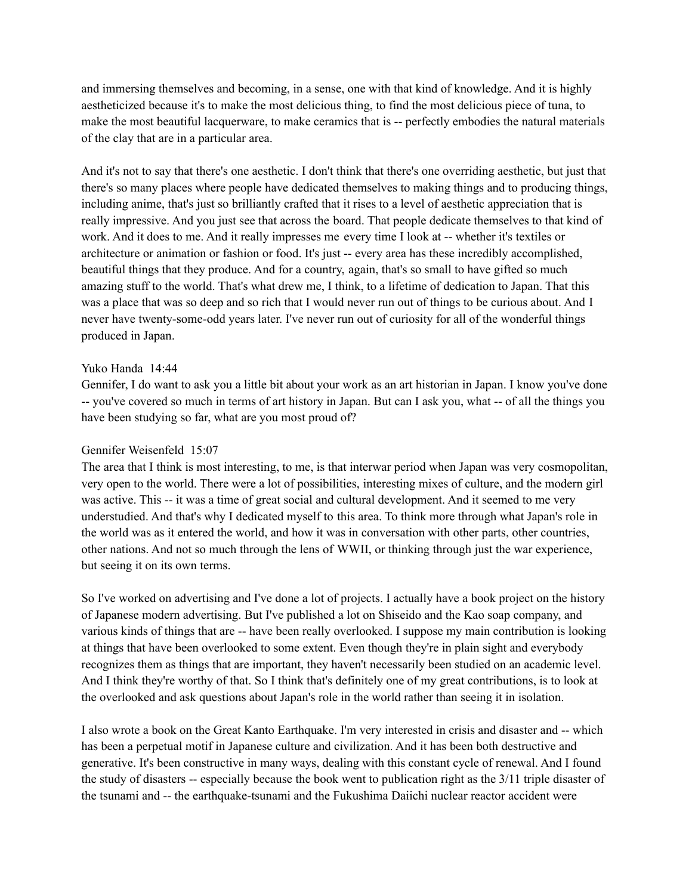and immersing themselves and becoming, in a sense, one with that kind of knowledge. And it is highly aestheticized because it's to make the most delicious thing, to find the most delicious piece of tuna, to make the most beautiful lacquerware, to make ceramics that is -- perfectly embodies the natural materials of the clay that are in a particular area.

And it's not to say that there's one aesthetic. I don't think that there's one overriding aesthetic, but just that there's so many places where people have dedicated themselves to making things and to producing things, including anime, that's just so brilliantly crafted that it rises to a level of aesthetic appreciation that is really impressive. And you just see that across the board. That people dedicate themselves to that kind of work. And it does to me. And it really impresses me every time I look at -- whether it's textiles or architecture or animation or fashion or food. It's just -- every area has these incredibly accomplished, beautiful things that they produce. And for a country, again, that's so small to have gifted so much amazing stuff to the world. That's what drew me, I think, to a lifetime of dedication to Japan. That this was a place that was so deep and so rich that I would never run out of things to be curious about. And I never have twenty-some-odd years later. I've never run out of curiosity for all of the wonderful things produced in Japan.

Yuko Handa 14:44
Gennifer, I do want to ask you a little bit about your work as an art historian in Japan. I know you've done -- you've covered so much in terms of art history in Japan. But can I ask you, what -- of all the things you have been studying so far, what are you most proud of?

Gennifer Weisenfeld 15:07
The area that I think is most interesting, to me, is that interwar period when Japan was very cosmopolitan, very open to the world. There were a lot of possibilities, interesting mixes of culture, and the modern girl was active. This -- it was a time of great social and cultural development. And it seemed to me very understudied. And that's why I dedicated myself to this area. To think more through what Japan's role in the world was as it entered the world, and how it was in conversation with other parts, other countries, other nations. And not so much through the lens of WWII, or thinking through just the war experience, but seeing it on its own terms.

So I've worked on advertising and I've done a lot of projects. I actually have a book project on the history of Japanese modern advertising. But I've published a lot on Shiseido and the Kao soap company, and various kinds of things that are -- have been really overlooked. I suppose my main contribution is looking at things that have been overlooked to some extent. Even though they're in plain sight and everybody recognizes them as things that are important, they haven't necessarily been studied on an academic level. And I think they're worthy of that. So I think that's definitely one of my great contributions, is to look at the overlooked and ask questions about Japan's role in the world rather than seeing it in isolation.

I also wrote a book on the Great Kanto Earthquake. I'm very interested in crisis and disaster and -- which has been a perpetual motif in Japanese culture and civilization. And it has been both destructive and generative. It's been constructive in many ways, dealing with this constant cycle of renewal. And I found the study of disasters -- especially because the book went to publication right as the 3/11 triple disaster of the tsunami and -- the earthquake-tsunami and the Fukushima Daiichi nuclear reactor accident were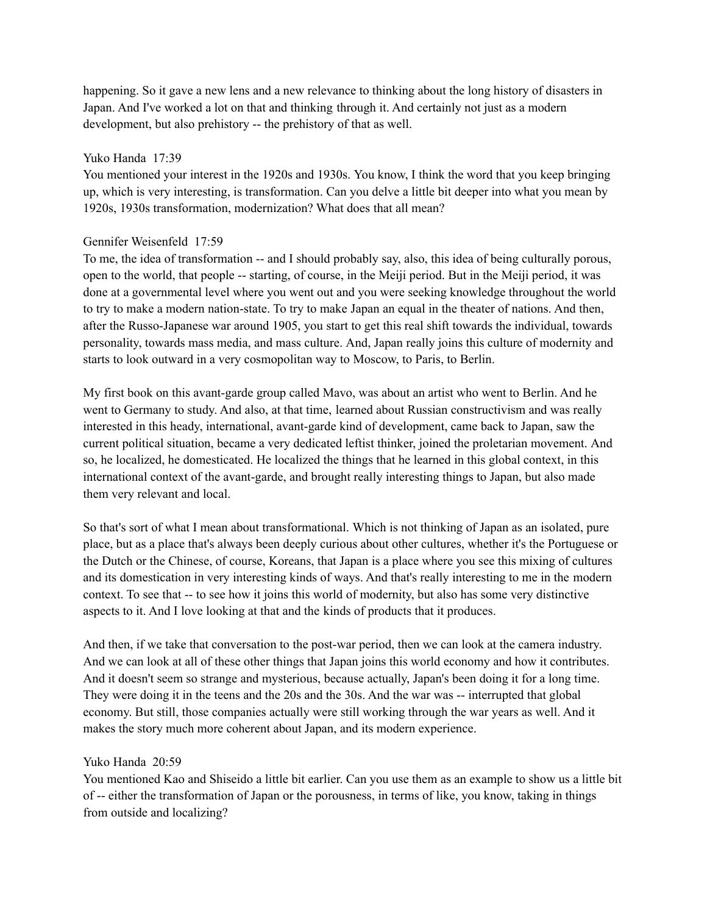happening. So it gave a new lens and a new relevance to thinking about the long history of disasters in Japan. And I've worked a lot on that and thinking through it. And certainly not just as a modern development, but also prehistory -- the prehistory of that as well.

Yuko Handa 17:39
You mentioned your interest in the 1920s and 1930s. You know, I think the word that you keep bringing up, which is very interesting, is transformation. Can you delve a little bit deeper into what you mean by 1920s, 1930s transformation, modernization? What does that all mean?

Gennifer Weisenfeld 17:59
To me, the idea of transformation -- and I should probably say, also, this idea of being culturally porous, open to the world, that people -- starting, of course, in the Meiji period. But in the Meiji period, it was done at a governmental level where you went out and you were seeking knowledge throughout the world to try to make a modern nation-state. To try to make Japan an equal in the theater of nations. And then, after the Russo-Japanese war around 1905, you start to get this real shift towards the individual, towards personality, towards mass media, and mass culture. And, Japan really joins this culture of modernity and starts to look outward in a very cosmopolitan way to Moscow, to Paris, to Berlin.

My first book on this avant-garde group called Mavo, was about an artist who went to Berlin. And he went to Germany to study. And also, at that time, learned about Russian constructivism and was really interested in this heady, international, avant-garde kind of development, came back to Japan, saw the current political situation, became a very dedicated leftist thinker, joined the proletarian movement. And so, he localized, he domesticated. He localized the things that he learned in this global context, in this international context of the avant-garde, and brought really interesting things to Japan, but also made them very relevant and local.

So that's sort of what I mean about transformational. Which is not thinking of Japan as an isolated, pure place, but as a place that's always been deeply curious about other cultures, whether it's the Portuguese or the Dutch or the Chinese, of course, Koreans, that Japan is a place where you see this mixing of cultures and its domestication in very interesting kinds of ways. And that's really interesting to me in the modern context. To see that -- to see how it joins this world of modernity, but also has some very distinctive aspects to it. And I love looking at that and the kinds of products that it produces.

And then, if we take that conversation to the post-war period, then we can look at the camera industry. And we can look at all of these other things that Japan joins this world economy and how it contributes. And it doesn't seem so strange and mysterious, because actually, Japan's been doing it for a long time. They were doing it in the teens and the 20s and the 30s. And the war was -- interrupted that global economy. But still, those companies actually were still working through the war years as well. And it makes the story much more coherent about Japan, and its modern experience.

Yuko Handa 20:59
You mentioned Kao and Shiseido a little bit earlier. Can you use them as an example to show us a little bit of -- either the transformation of Japan or the porousness, in terms of like, you know, taking in things from outside and localizing?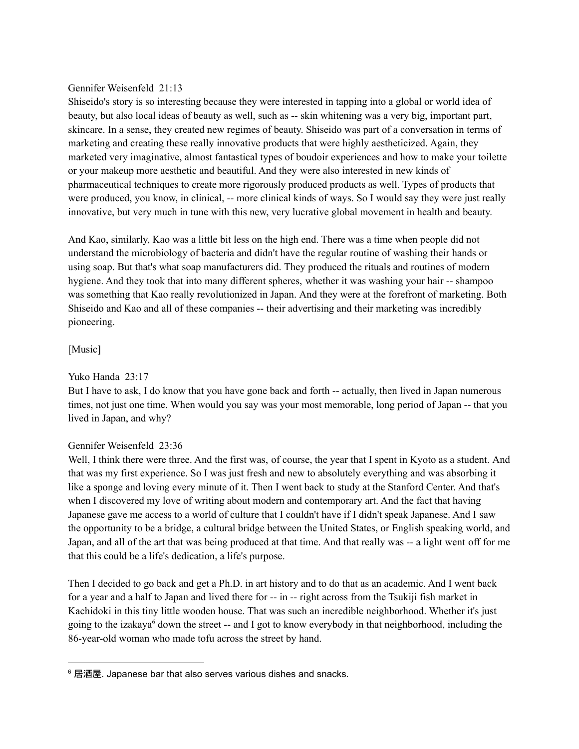Gennifer Weisenfeld 21:13

Shiseido's story is so interesting because they were interested in tapping into a global or world idea of beauty, but also local ideas of beauty as well, such as -- skin whitening was a very big, important part, skincare. In a sense, they created new regimes of beauty. Shiseido was part of a conversation in terms of marketing and creating these really innovative products that were highly aestheticized. Again, they marketed very imaginative, almost fantastical types of boudoir experiences and how to make your toilette or your makeup more aesthetic and beautiful. And they were also interested in new kinds of pharmaceutical techniques to create more rigorously produced products as well. Types of products that were produced, you know, in clinical, -- more clinical kinds of ways. So I would say they were just really innovative, but very much in tune with this new, very lucrative global movement in health and beauty.

And Kao, similarly, Kao was a little bit less on the high end. There was a time when people did not understand the microbiology of bacteria and didn't have the regular routine of washing their hands or using soap. But that's what soap manufacturers did. They produced the rituals and routines of modern hygiene. And they took that into many different spheres, whether it was washing your hair -- shampoo was something that Kao really revolutionized in Japan. And they were at the forefront of marketing. Both Shiseido and Kao and all of these companies -- their advertising and their marketing was incredibly pioneering.

[Music]

Yuko Handa 23:17

But I have to ask, I do know that you have gone back and forth -- actually, then lived in Japan numerous times, not just one time. When would you say was your most memorable, long period of Japan -- that you lived in Japan, and why?

Gennifer Weisenfeld 23:36

Well, I think there were three. And the first was, of course, the year that I spent in Kyoto as a student. And that was my first experience. So I was just fresh and new to absolutely everything and was absorbing it like a sponge and loving every minute of it. Then I went back to study at the Stanford Center. And that's when I discovered my love of writing about modern and contemporary art. And the fact that having Japanese gave me access to a world of culture that I couldn't have if I didn't speak Japanese. And I saw the opportunity to be a bridge, a cultural bridge between the United States, or English speaking world, and Japan, and all of the art that was being produced at that time. And that really was -- a light went off for me that this could be a life's dedication, a life's purpose.

Then I decided to go back and get a Ph.D. in art history and to do that as an academic. And I went back for a year and a half to Japan and lived there for -- in -- right across from the Tsukiji fish market in Kachidoki in this tiny little wooden house. That was such an incredible neighborhood. Whether it's just going to the izakaya[6] down the street -- and I got to know everybody in that neighborhood, including the 86-year-old woman who made tofu across the street by hand.

---

[6] 居酒屋. Japanese bar that also serves various dishes and snacks.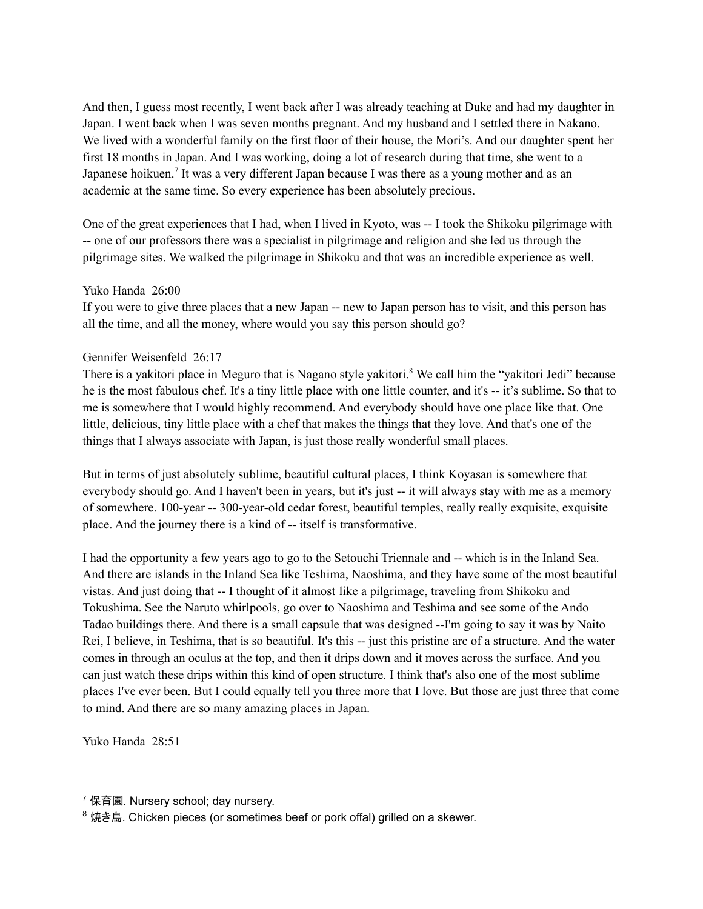And then, I guess most recently, I went back after I was already teaching at Duke and had my daughter in Japan. I went back when I was seven months pregnant. And my husband and I settled there in Nakano. We lived with a wonderful family on the first floor of their house, the Mori's. And our daughter spent her first 18 months in Japan. And I was working, doing a lot of research during that time, she went to a Japanese hoikuen.[7] It was a very different Japan because I was there as a young mother and as an academic at the same time. So every experience has been absolutely precious.

One of the great experiences that I had, when I lived in Kyoto, was -- I took the Shikoku pilgrimage with -- one of our professors there was a specialist in pilgrimage and religion and she led us through the pilgrimage sites. We walked the pilgrimage in Shikoku and that was an incredible experience as well.

Yuko Handa 26:00
If you were to give three places that a new Japan -- new to Japan person has to visit, and this person has all the time, and all the money, where would you say this person should go?

Gennifer Weisenfeld 26:17
There is a yakitori place in Meguro that is Nagano style yakitori.[8] We call him the "yakitori Jedi" because he is the most fabulous chef. It's a tiny little place with one little counter, and it's -- it's sublime. So that to me is somewhere that I would highly recommend. And everybody should have one place like that. One little, delicious, tiny little place with a chef that makes the things that they love. And that's one of the things that I always associate with Japan, is just those really wonderful small places.

But in terms of just absolutely sublime, beautiful cultural places, I think Koyasan is somewhere that everybody should go. And I haven't been in years, but it's just -- it will always stay with me as a memory of somewhere. 100-year -- 300-year-old cedar forest, beautiful temples, really really exquisite, exquisite place. And the journey there is a kind of -- itself is transformative.

I had the opportunity a few years ago to go to the Setouchi Triennale and -- which is in the Inland Sea. And there are islands in the Inland Sea like Teshima, Naoshima, and they have some of the most beautiful vistas. And just doing that -- I thought of it almost like a pilgrimage, traveling from Shikoku and Tokushima. See the Naruto whirlpools, go over to Naoshima and Teshima and see some of the Ando Tadao buildings there. And there is a small capsule that was designed --I'm going to say it was by Naito Rei, I believe, in Teshima, that is so beautiful. It's this -- just this pristine arc of a structure. And the water comes in through an oculus at the top, and then it drips down and it moves across the surface. And you can just watch these drips within this kind of open structure. I think that's also one of the most sublime places I've ever been. But I could equally tell you three more that I love. But those are just three that come to mind. And there are so many amazing places in Japan.

Yuko Handa 28:51

---

[7] 保育園. Nursery school; day nursery.

[8] 焼き鳥. Chicken pieces (or sometimes beef or pork offal) grilled on a skewer.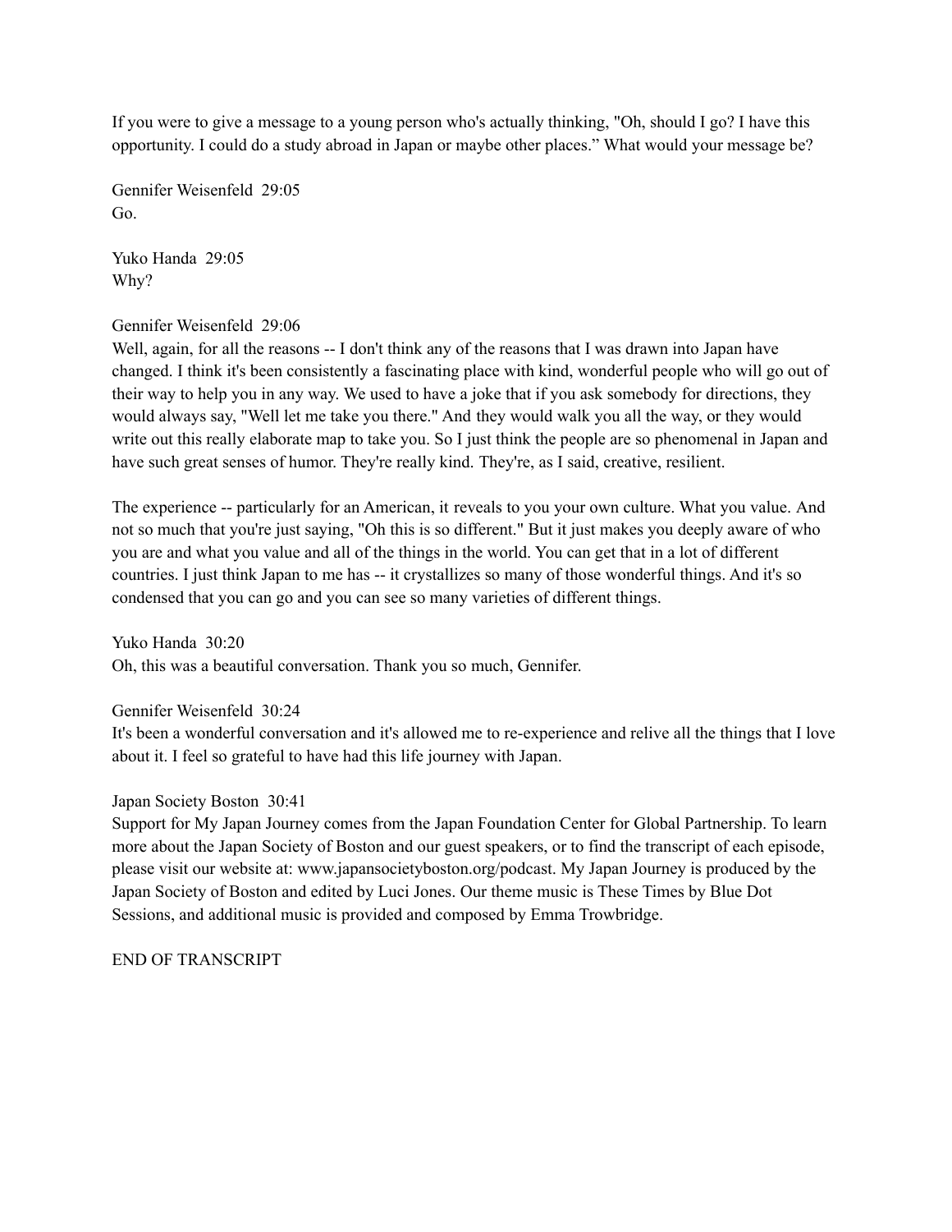If you were to give a message to a young person who's actually thinking, "Oh, should I go? I have this opportunity. I could do a study abroad in Japan or maybe other places." What would your message be?

Gennifer Weisenfeld  29:05
Go.

Yuko Handa  29:05
Why?

Gennifer Weisenfeld  29:06
Well, again, for all the reasons -- I don't think any of the reasons that I was drawn into Japan have changed. I think it's been consistently a fascinating place with kind, wonderful people who will go out of their way to help you in any way. We used to have a joke that if you ask somebody for directions, they would always say, "Well let me take you there." And they would walk you all the way, or they would write out this really elaborate map to take you. So I just think the people are so phenomenal in Japan and have such great senses of humor. They're really kind. They're, as I said, creative, resilient.

The experience -- particularly for an American, it reveals to you your own culture. What you value. And not so much that you're just saying, "Oh this is so different." But it just makes you deeply aware of who you are and what you value and all of the things in the world. You can get that in a lot of different countries. I just think Japan to me has -- it crystallizes so many of those wonderful things. And it's so condensed that you can go and you can see so many varieties of different things.

Yuko Handa  30:20
Oh, this was a beautiful conversation. Thank you so much, Gennifer.

Gennifer Weisenfeld  30:24
It's been a wonderful conversation and it's allowed me to re-experience and relive all the things that I love about it. I feel so grateful to have had this life journey with Japan.

Japan Society Boston  30:41
Support for My Japan Journey comes from the Japan Foundation Center for Global Partnership. To learn more about the Japan Society of Boston and our guest speakers, or to find the transcript of each episode, please visit our website at: www.japansocietyboston.org/podcast. My Japan Journey is produced by the Japan Society of Boston and edited by Luci Jones. Our theme music is These Times by Blue Dot Sessions, and additional music is provided and composed by Emma Trowbridge.

END OF TRANSCRIPT